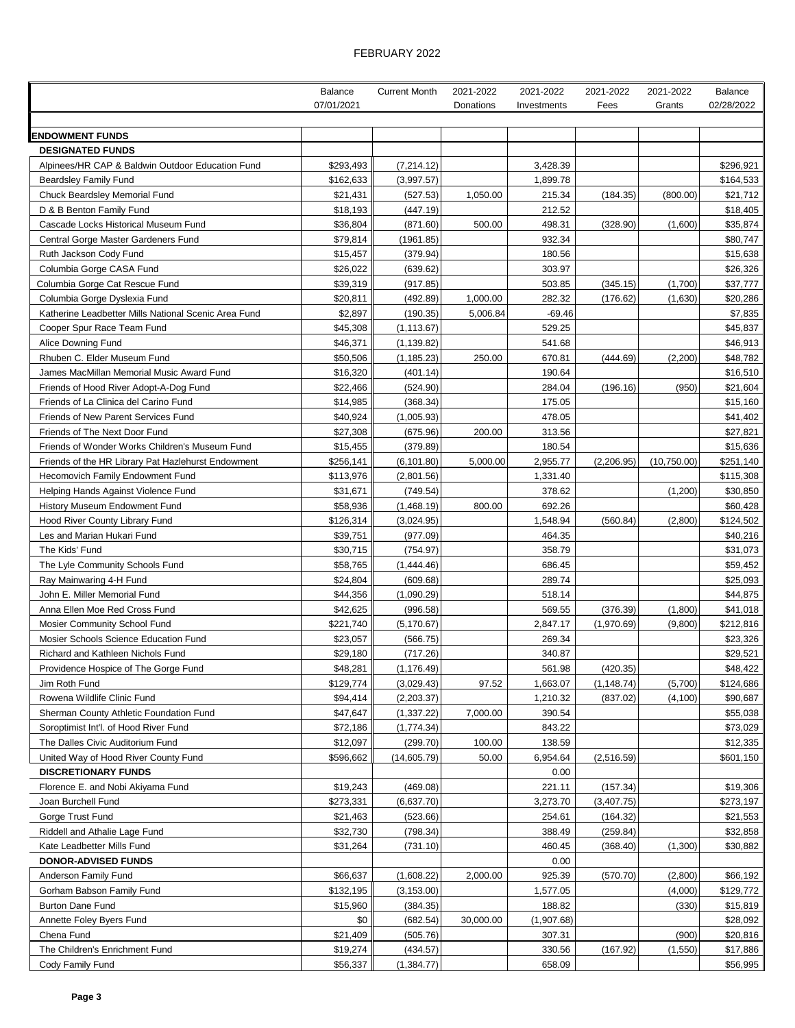FEBRUARY 2022

| | Balance 07/01/2021 | Current Month | 2021-2022 Donations | 2021-2022 Investments | 2021-2022 Fees | 2021-2022 Grants | Balance 02/28/2022 |
|---|---|---|---|---|---|---|---|
| **ENDOWMENT FUNDS** | | | | | | | |
| **DESIGNATED FUNDS** | | | | | | | |
| Alpinees/HR CAP & Baldwin Outdoor Education Fund | $293,493 | (7,214.12) | | 3,428.39 | | | $296,921 |
| Beardsley Family Fund | $162,633 | (3,997.57) | | 1,899.78 | | | $164,533 |
| Chuck Beardsley Memorial Fund | $21,431 | (527.53) | 1,050.00 | 215.34 | (184.35) | (800.00) | $21,712 |
| D & B Benton Family Fund | $18,193 | (447.19) | | 212.52 | | | $18,405 |
| Cascade Locks Historical Museum Fund | $36,804 | (871.60) | 500.00 | 498.31 | (328.90) | (1,600) | $35,874 |
| Central Gorge Master Gardeners Fund | $79,814 | (1961.85) | | 932.34 | | | $80,747 |
| Ruth Jackson Cody Fund | $15,457 | (379.94) | | 180.56 | | | $15,638 |
| Columbia Gorge CASA Fund | $26,022 | (639.62) | | 303.97 | | | $26,326 |
| Columbia Gorge Cat Rescue Fund | $39,319 | (917.85) | | 503.85 | (345.15) | (1,700) | $37,777 |
| Columbia Gorge Dyslexia Fund | $20,811 | (492.89) | 1,000.00 | 282.32 | (176.62) | (1,630) | $20,286 |
| Katherine Leadbetter Mills National Scenic Area Fund | $2,897 | (190.35) | 5,006.84 | -69.46 | | | $7,835 |
| Cooper Spur Race Team Fund | $45,308 | (1,113.67) | | 529.25 | | | $45,837 |
| Alice Downing Fund | $46,371 | (1,139.82) | | 541.68 | | | $46,913 |
| Rhuben C. Elder Museum Fund | $50,506 | (1,185.23) | 250.00 | 670.81 | (444.69) | (2,200) | $48,782 |
| James MacMillan Memorial Music Award Fund | $16,320 | (401.14) | | 190.64 | | | $16,510 |
| Friends of Hood River Adopt-A-Dog Fund | $22,466 | (524.90) | | 284.04 | (196.16) | (950) | $21,604 |
| Friends of La Clinica del Carino Fund | $14,985 | (368.34) | | 175.05 | | | $15,160 |
| Friends of New Parent Services Fund | $40,924 | (1,005.93) | | 478.05 | | | $41,402 |
| Friends of The Next Door Fund | $27,308 | (675.96) | 200.00 | 313.56 | | | $27,821 |
| Friends of Wonder Works Children's Museum Fund | $15,455 | (379.89) | | 180.54 | | | $15,636 |
| Friends of the HR Library Pat Hazlehurst Endowment | $256,141 | (6,101.80) | 5,000.00 | 2,955.77 | (2,206.95) | (10,750.00) | $251,140 |
| Hecomovich Family Endowment Fund | $113,976 | (2,801.56) | | 1,331.40 | | | $115,308 |
| Helping Hands Against Violence Fund | $31,671 | (749.54) | | 378.62 | | (1,200) | $30,850 |
| History Museum Endowment Fund | $58,936 | (1,468.19) | 800.00 | 692.26 | | | $60,428 |
| Hood River County Library Fund | $126,314 | (3,024.95) | | 1,548.94 | (560.84) | (2,800) | $124,502 |
| Les and Marian Hukari Fund | $39,751 | (977.09) | | 464.35 | | | $40,216 |
| The Kids' Fund | $30,715 | (754.97) | | 358.79 | | | $31,073 |
| The Lyle Community Schools Fund | $58,765 | (1,444.46) | | 686.45 | | | $59,452 |
| Ray Mainwaring 4-H Fund | $24,804 | (609.68) | | 289.74 | | | $25,093 |
| John E. Miller Memorial Fund | $44,356 | (1,090.29) | | 518.14 | | | $44,875 |
| Anna Ellen Moe Red Cross Fund | $42,625 | (996.58) | | 569.55 | (376.39) | (1,800) | $41,018 |
| Mosier Community School Fund | $221,740 | (5,170.67) | | 2,847.17 | (1,970.69) | (9,800) | $212,816 |
| Mosier Schools Science Education Fund | $23,057 | (566.75) | | 269.34 | | | $23,326 |
| Richard and Kathleen Nichols Fund | $29,180 | (717.26) | | 340.87 | | | $29,521 |
| Providence Hospice of The Gorge Fund | $48,281 | (1,176.49) | | 561.98 | (420.35) | | $48,422 |
| Jim Roth Fund | $129,774 | (3,029.43) | 97.52 | 1,663.07 | (1,148.74) | (5,700) | $124,686 |
| Rowena Wildlife Clinic Fund | $94,414 | (2,203.37) | | 1,210.32 | (837.02) | (4,100) | $90,687 |
| Sherman County Athletic Foundation Fund | $47,647 | (1,337.22) | 7,000.00 | 390.54 | | | $55,038 |
| Soroptimist Int'l. of Hood River Fund | $72,186 | (1,774.34) | | 843.22 | | | $73,029 |
| The Dalles Civic Auditorium Fund | $12,097 | (299.70) | 100.00 | 138.59 | | | $12,335 |
| United Way of Hood River County Fund | $596,662 | (14,605.79) | 50.00 | 6,954.64 | (2,516.59) | | $601,150 |
| **DISCRETIONARY FUNDS** | | | | 0.00 | | | |
| Florence E. and Nobi Akiyama Fund | $19,243 | (469.08) | | 221.11 | (157.34) | | $19,306 |
| Joan Burchell Fund | $273,331 | (6,637.70) | | 3,273.70 | (3,407.75) | | $273,197 |
| Gorge Trust Fund | $21,463 | (523.66) | | 254.61 | (164.32) | | $21,553 |
| Riddell and Athalie Lage Fund | $32,730 | (798.34) | | 388.49 | (259.84) | | $32,858 |
| Kate Leadbetter Mills Fund | $31,264 | (731.10) | | 460.45 | (368.40) | (1,300) | $30,882 |
| **DONOR-ADVISED FUNDS** | | | | 0.00 | | | |
| Anderson Family Fund | $66,637 | (1,608.22) | 2,000.00 | 925.39 | (570.70) | (2,800) | $66,192 |
| Gorham Babson Family Fund | $132,195 | (3,153.00) | | 1,577.05 | | (4,000) | $129,772 |
| Burton Dane Fund | $15,960 | (384.35) | | 188.82 | | (330) | $15,819 |
| Annette Foley Byers Fund | $0 | (682.54) | 30,000.00 | (1,907.68) | | | $28,092 |
| Chena Fund | $21,409 | (505.76) | | 307.31 | | (900) | $20,816 |
| The Children's Enrichment Fund | $19,274 | (434.57) | | 330.56 | (167.92) | (1,550) | $17,886 |
| Cody Family Fund | $56,337 | (1,384.77) | | 658.09 | | | $56,995 |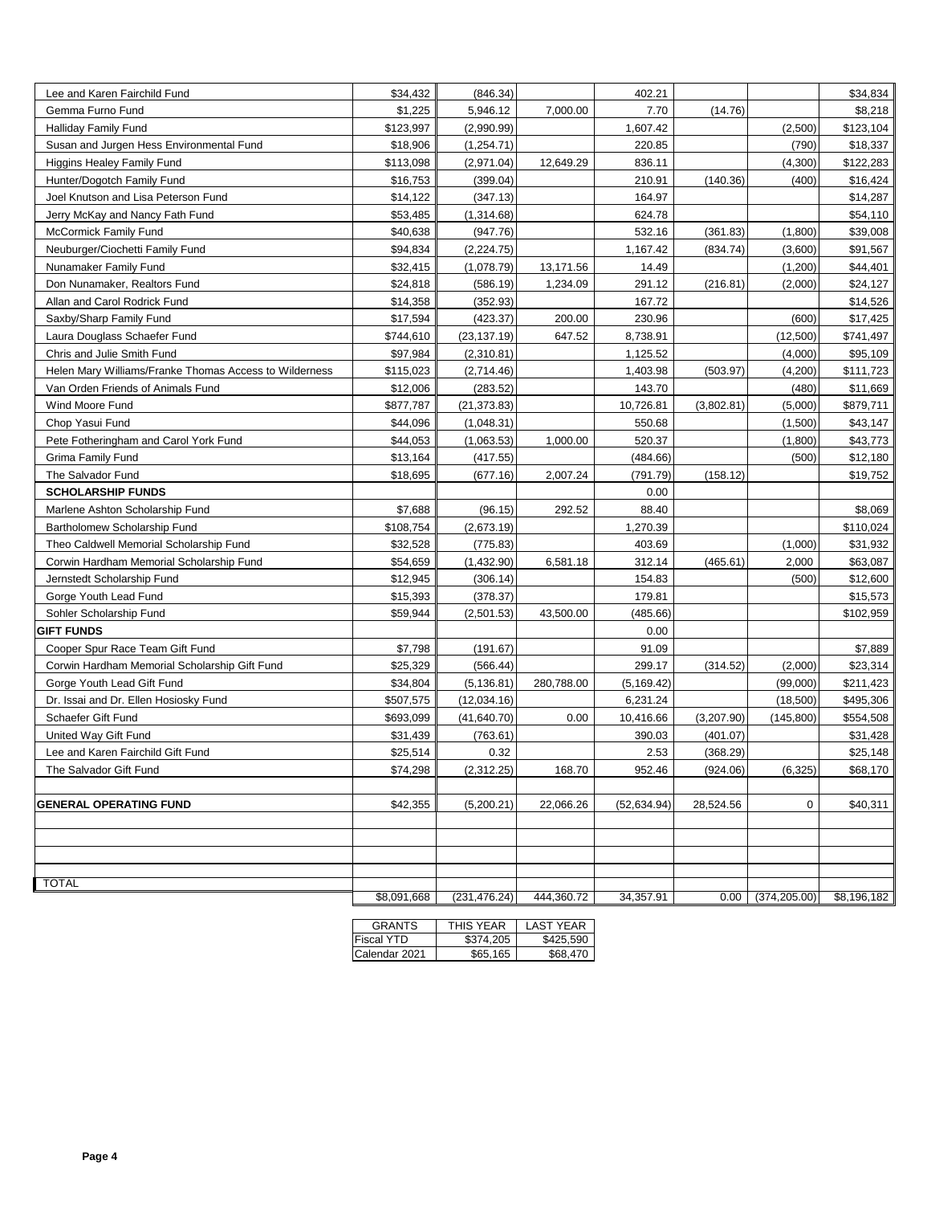| | | | | | | | |
|---|---|---|---|---|---|---|---|
| Lee and Karen Fairchild Fund | $34,432 | (846.34) | | 402.21 | | | $34,834 |
| Gemma Furno Fund | $1,225 | 5,946.12 | 7,000.00 | 7.70 | (14.76) | | $8,218 |
| Halliday Family Fund | $123,997 | (2,990.99) | | 1,607.42 | | (2,500) | $123,104 |
| Susan and Jurgen Hess Environmental Fund | $18,906 | (1,254.71) | | 220.85 | | (790) | $18,337 |
| Higgins Healey Family Fund | $113,098 | (2,971.04) | 12,649.29 | 836.11 | | (4,300) | $122,283 |
| Hunter/Dogotch Family Fund | $16,753 | (399.04) | | 210.91 | (140.36) | (400) | $16,424 |
| Joel Knutson and Lisa Peterson Fund | $14,122 | (347.13) | | 164.97 | | | $14,287 |
| Jerry McKay and Nancy Fath Fund | $53,485 | (1,314.68) | | 624.78 | | | $54,110 |
| McCormick Family Fund | $40,638 | (947.76) | | 532.16 | (361.83) | (1,800) | $39,008 |
| Neuburger/Ciochetti Family Fund | $94,834 | (2,224.75) | | 1,167.42 | (834.74) | (3,600) | $91,567 |
| Nunamaker Family Fund | $32,415 | (1,078.79) | 13,171.56 | 14.49 | | (1,200) | $44,401 |
| Don Nunamaker, Realtors Fund | $24,818 | (586.19) | 1,234.09 | 291.12 | (216.81) | (2,000) | $24,127 |
| Allan and Carol Rodrick Fund | $14,358 | (352.93) | | 167.72 | | | $14,526 |
| Saxby/Sharp Family Fund | $17,594 | (423.37) | 200.00 | 230.96 | | (600) | $17,425 |
| Laura Douglass Schaefer Fund | $744,610 | (23,137.19) | 647.52 | 8,738.91 | | (12,500) | $741,497 |
| Chris and Julie Smith Fund | $97,984 | (2,310.81) | | 1,125.52 | | (4,000) | $95,109 |
| Helen Mary Williams/Franke Thomas Access to Wilderness | $115,023 | (2,714.46) | | 1,403.98 | (503.97) | (4,200) | $111,723 |
| Van Orden Friends of Animals Fund | $12,006 | (283.52) | | 143.70 | | (480) | $11,669 |
| Wind Moore Fund | $877,787 | (21,373.83) | | 10,726.81 | (3,802.81) | (5,000) | $879,711 |
| Chop Yasui Fund | $44,096 | (1,048.31) | | 550.68 | | (1,500) | $43,147 |
| Pete Fotheringham and Carol York Fund | $44,053 | (1,063.53) | 1,000.00 | 520.37 | | (1,800) | $43,773 |
| Grima Family Fund | $13,164 | (417.55) | | (484.66) | | (500) | $12,180 |
| The Salvador Fund | $18,695 | (677.16) | 2,007.24 | (791.79) | (158.12) | | $19,752 |
| **SCHOLARSHIP FUNDS** | | | | 0.00 | | | |
| Marlene Ashton Scholarship Fund | $7,688 | (96.15) | 292.52 | 88.40 | | | $8,069 |
| Bartholomew Scholarship Fund | $108,754 | (2,673.19) | | 1,270.39 | | | $110,024 |
| Theo Caldwell Memorial Scholarship Fund | $32,528 | (775.83) | | 403.69 | | (1,000) | $31,932 |
| Corwin Hardham Memorial Scholarship Fund | $54,659 | (1,432.90) | 6,581.18 | 312.14 | (465.61) | 2,000 | $63,087 |
| Jernstedt Scholarship Fund | $12,945 | (306.14) | | 154.83 | | (500) | $12,600 |
| Gorge Youth Lead Fund | $15,393 | (378.37) | | 179.81 | | | $15,573 |
| Sohler Scholarship Fund | $59,944 | (2,501.53) | 43,500.00 | (485.66) | | | $102,959 |
| **GIFT FUNDS** | | | | 0.00 | | | |
| Cooper Spur Race Team Gift Fund | $7,798 | (191.67) | | 91.09 | | | $7,889 |
| Corwin Hardham Memorial Scholarship Gift Fund | $25,329 | (566.44) | | 299.17 | (314.52) | (2,000) | $23,314 |
| Gorge Youth Lead Gift Fund | $34,804 | (5,136.81) | 280,788.00 | (5,169.42) | | (99,000) | $211,423 |
| Dr. Issai and Dr. Ellen Hosiosky Fund | $507,575 | (12,034.16) | | 6,231.24 | | (18,500) | $495,306 |
| Schaefer Gift Fund | $693,099 | (41,640.70) | 0.00 | 10,416.66 | (3,207.90) | (145,800) | $554,508 |
| United Way Gift Fund | $31,439 | (763.61) | | 390.03 | (401.07) | | $31,428 |
| Lee and Karen Fairchild Gift Fund | $25,514 | 0.32 | | 2.53 | (368.29) | | $25,148 |
| The Salvador Gift Fund | $74,298 | (2,312.25) | 168.70 | 952.46 | (924.06) | (6,325) | $68,170 |
| | | | | | | | |
| **GENERAL OPERATING FUND** | $42,355 | (5,200.21) | 22,066.26 | (52,634.94) | 28,524.56 | 0 | $40,311 |
| | | | | | | | |
| | | | | | | | |
| | | | | | | | |
| TOTAL | $8,091,668 | (231,476.24) | 444,360.72 | 34,357.91 | 0.00 | (374,205.00) | $8,196,182 |

| GRANTS | THIS YEAR | LAST YEAR |
|---|---|---|
| Fiscal YTD | $374,205 | $425,590 |
| Calendar 2021 | $65,165 | $68,470 |